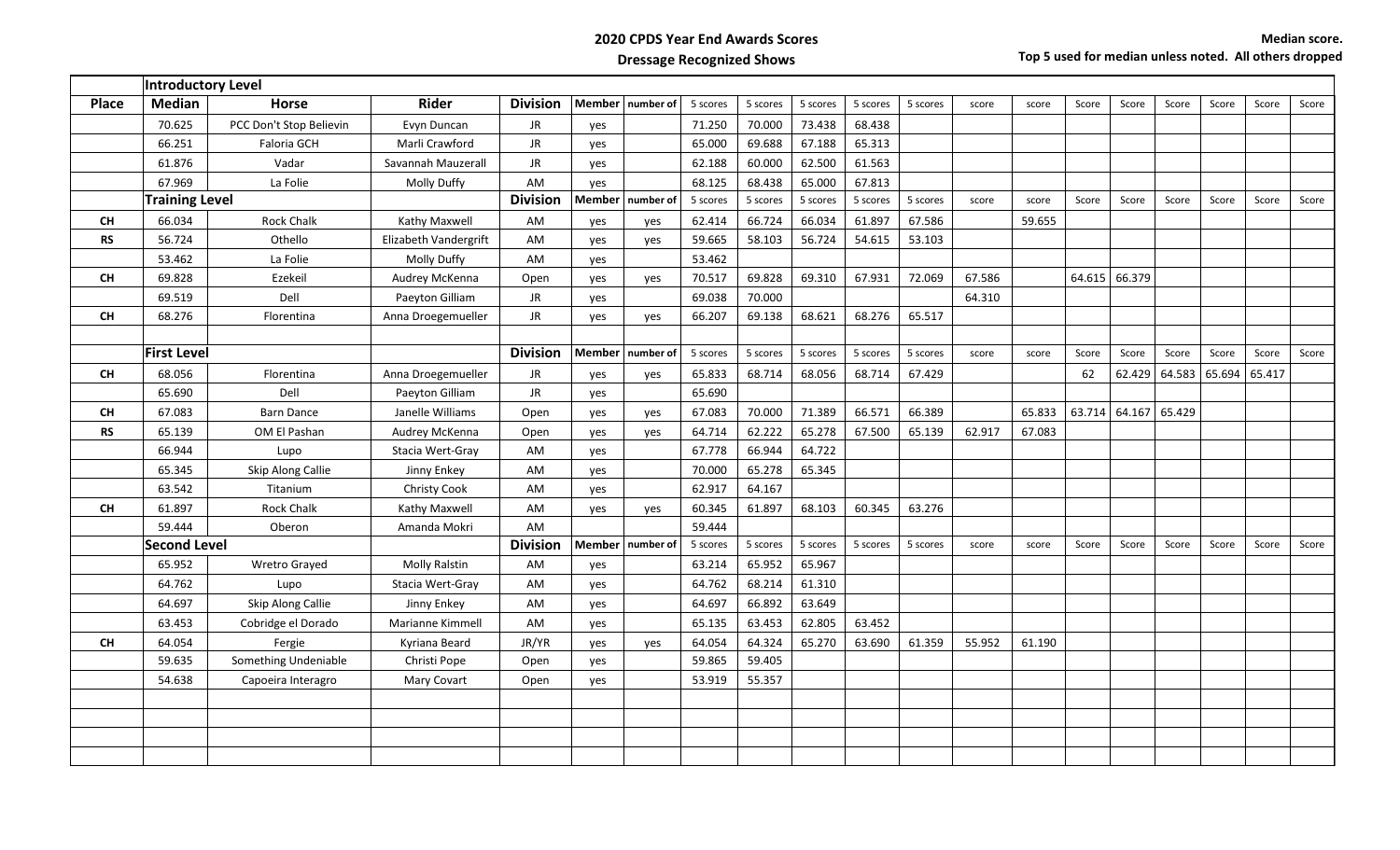# 2020 CPDS Year End Awards Scores

## Dressage Recognized Shows

**Median score.**
**Top 5 used for median unless noted. All others dropped**

| | Introductory Level | | | | | | | | | | | | | | | | | | | | |
|---|---|---|---|---|---|---|---|---|---|---|---|---|---|---|---|---|---|---|---|---|---|
| Place | Median | Horse | Rider | Division | Member | number of | 5 scores | 5 scores | 5 scores | 5 scores | 5 scores | score | score | Score | Score | Score | Score | Score | Score | Score |
| | 70.625 | PCC Don't Stop Believin | Evyn Duncan | JR | yes | | 71.250 | 70.000 | 73.438 | 68.438 | | | | | | | | | | |
| | 66.251 | Faloria GCH | Marli Crawford | JR | yes | | 65.000 | 69.688 | 67.188 | 65.313 | | | | | | | | | | |
| | 61.876 | Vadar | Savannah Mauzerall | JR | yes | | 62.188 | 60.000 | 62.500 | 61.563 | | | | | | | | | | |
| | 67.969 | La Folie | Molly Duffy | AM | yes | | 68.125 | 68.438 | 65.000 | 67.813 | | | | | | | | | | |
| | **Training Level** | | | **Division** | **Member** | **number of** | 5 scores | 5 scores | 5 scores | 5 scores | 5 scores | score | score | Score | Score | Score | Score | Score | Score | Score |
| CH | 66.034 | Rock Chalk | Kathy Maxwell | AM | yes | yes | 62.414 | 66.724 | 66.034 | 61.897 | 67.586 | | 59.655 | | | | | | | |
| RS | 56.724 | Othello | Elizabeth Vandergrift | AM | yes | yes | 59.665 | 58.103 | 56.724 | 54.615 | 53.103 | | | | | | | | | |
| | 53.462 | La Folie | Molly Duffy | AM | yes | | 53.462 | | | | | | | | | | | | | |
| CH | 69.828 | Ezekeil | Audrey McKenna | Open | yes | yes | 70.517 | 69.828 | 69.310 | 67.931 | 72.069 | 67.586 | | 64.615 | 66.379 | | | | | |
| | 69.519 | Dell | Paeyton Gilliam | JR | yes | | 69.038 | 70.000 | | | | 64.310 | | | | | | | | |
| CH | 68.276 | Florentina | Anna Droegemueller | JR | yes | yes | 66.207 | 69.138 | 68.621 | 68.276 | 65.517 | | | | | | | | | |
| | | | | | | | | | | | | | | | | | | | | |
| | **First Level** | | | **Division** | **Member** | **number of** | 5 scores | 5 scores | 5 scores | 5 scores | 5 scores | score | score | Score | Score | Score | Score | Score | Score | Score |
| CH | 68.056 | Florentina | Anna Droegemueller | JR | yes | yes | 65.833 | 68.714 | 68.056 | 68.714 | 67.429 | | | 62 | 62.429 | 64.583 | 65.694 | 65.417 | | |
| | 65.690 | Dell | Paeyton Gilliam | JR | yes | | 65.690 | | | | | | | | | | | | | |
| CH | 67.083 | Barn Dance | Janelle Williams | Open | yes | yes | 67.083 | 70.000 | 71.389 | 66.571 | 66.389 | | 65.833 | 63.714 | 64.167 | 65.429 | | | | |
| RS | 65.139 | OM El Pashan | Audrey McKenna | Open | yes | yes | 64.714 | 62.222 | 65.278 | 67.500 | 65.139 | 62.917 | 67.083 | | | | | | | |
| | 66.944 | Lupo | Stacia Wert-Gray | AM | yes | | 67.778 | 66.944 | 64.722 | | | | | | | | | | | |
| | 65.345 | Skip Along Callie | Jinny Enkey | AM | yes | | 70.000 | 65.278 | 65.345 | | | | | | | | | | | |
| | 63.542 | Titanium | Christy Cook | AM | yes | | 62.917 | 64.167 | | | | | | | | | | | | |
| CH | 61.897 | Rock Chalk | Kathy Maxwell | AM | yes | yes | 60.345 | 61.897 | 68.103 | 60.345 | 63.276 | | | | | | | | | |
| | 59.444 | Oberon | Amanda Mokri | AM | | | 59.444 | | | | | | | | | | | | | |
| | **Second Level** | | | **Division** | **Member** | **number of** | 5 scores | 5 scores | 5 scores | 5 scores | 5 scores | score | score | Score | Score | Score | Score | Score | Score | Score |
| | 65.952 | Wretro Grayed | Molly Ralstin | AM | yes | | 63.214 | 65.952 | 65.967 | | | | | | | | | | | |
| | 64.762 | Lupo | Stacia Wert-Gray | AM | yes | | 64.762 | 68.214 | 61.310 | | | | | | | | | | | |
| | 64.697 | Skip Along Callie | Jinny Enkey | AM | yes | | 64.697 | 66.892 | 63.649 | | | | | | | | | | | |
| | 63.453 | Cobridge el Dorado | Marianne Kimmell | AM | yes | | 65.135 | 63.453 | 62.805 | 63.452 | | | | | | | | | | |
| CH | 64.054 | Fergie | Kyriana Beard | JR/YR | yes | yes | 64.054 | 64.324 | 65.270 | 63.690 | 61.359 | 55.952 | 61.190 | | | | | | | |
| | 59.635 | Something Undeniable | Christi Pope | Open | yes | | 59.865 | 59.405 | | | | | | | | | | | | |
| | 54.638 | Capoeira Interagro | Mary Covart | Open | yes | | 53.919 | 55.357 | | | | | | | | | | | | |
| | | | | | | | | | | | | | | | | | | | | |
| | | | | | | | | | | | | | | | | | | | | |
| | | | | | | | | | | | | | | | | | | | | |
| | | | | | | | | | | | | | | | | | | | | |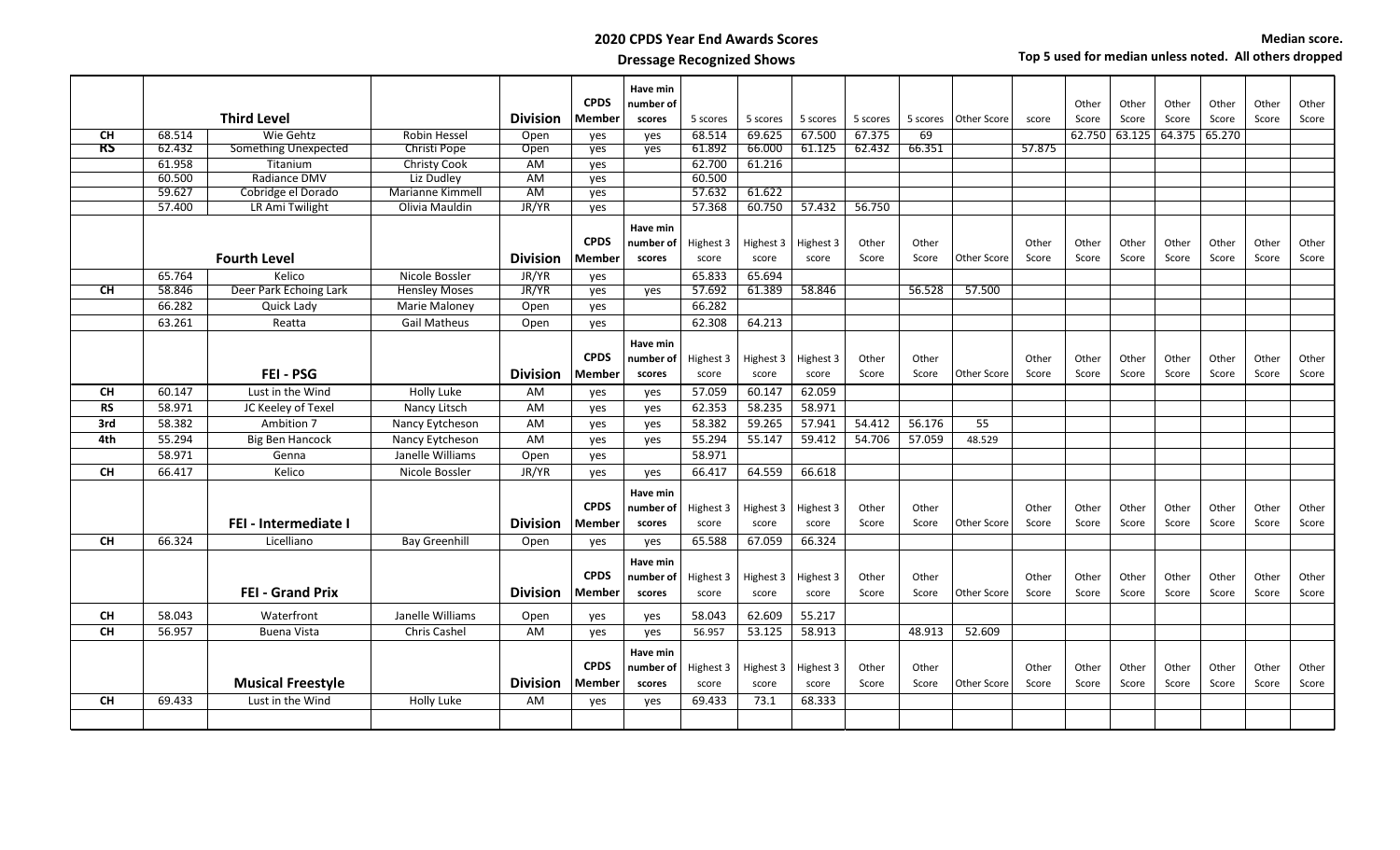## 2020 CPDS Year End Awards Scores

### Dressage Recognized Shows

**Median score.**
**Top 5 used for median unless noted. All others dropped**

| | | Third Level | | Division | CPDS Member | Have min number of scores | 5 scores | 5 scores | 5 scores | 5 scores | 5 scores | Other Score | score | Other Score | Other Score | Other Score | Other Score | Other Score | Other Score |
|---|---|---|---|---|---|---|---|---|---|---|---|---|---|---|---|---|---|---|---|
| CH | 68.514 | Wie Gehtz | Robin Hessel | Open | yes | yes | 68.514 | 69.625 | 67.500 | 67.375 | 69 | | | 62.750 | 63.125 | 64.375 | 65.270 | | |
| RS | 62.432 | Something Unexpected | Christi Pope | Open | yes | yes | 61.892 | 66.000 | 61.125 | 62.432 | 66.351 | | 57.875 | | | | | | |
| | 61.958 | Titanium | Christy Cook | AM | yes | | 62.700 | 61.216 | | | | | | | | | | | |
| | 60.500 | Radiance DMV | Liz Dudley | AM | yes | | 60.500 | | | | | | | | | | | | |
| | 59.627 | Cobridge el Dorado | Marianne Kimmell | AM | yes | | 57.632 | 61.622 | | | | | | | | | | | |
| | 57.400 | LR Ami Twilight | Olivia Mauldin | JR/YR | yes | | 57.368 | 60.750 | 57.432 | 56.750 | | | | | | | | | |
| | | **Fourth Level** | | **Division** | **CPDS Member** | **Have min number of scores** | Highest 3 score | Highest 3 score | Highest 3 score | Other Score | Other Score | Other Score | Other Score | Other Score | Other Score | Other Score | Other Score | Other Score | Other Score |
| | 65.764 | Kelico | Nicole Bossler | JR/YR | yes | | 65.833 | 65.694 | | | | | | | | | | | |
| CH | 58.846 | Deer Park Echoing Lark | Hensley Moses | JR/YR | yes | yes | 57.692 | 61.389 | 58.846 | | 56.528 | 57.500 | | | | | | | |
| | 66.282 | Quick Lady | Marie Maloney | Open | yes | | 66.282 | | | | | | | | | | | | |
| | 63.261 | Reatta | Gail Matheus | Open | yes | | 62.308 | 64.213 | | | | | | | | | | | |
| | | **FEI - PSG** | | **Division** | **CPDS Member** | **Have min number of scores** | Highest 3 score | Highest 3 score | Highest 3 score | Other Score | Other Score | Other Score | Other Score | Other Score | Other Score | Other Score | Other Score | Other Score | Other Score |
| CH | 60.147 | Lust in the Wind | Holly Luke | AM | yes | yes | 57.059 | 60.147 | 62.059 | | | | | | | | | | |
| RS | 58.971 | JC Keeley of Texel | Nancy Litsch | AM | yes | yes | 62.353 | 58.235 | 58.971 | | | | | | | | | | |
| 3rd | 58.382 | Ambition 7 | Nancy Eytcheson | AM | yes | yes | 58.382 | 59.265 | 57.941 | 54.412 | 56.176 | 55 | | | | | | | |
| 4th | 55.294 | Big Ben Hancock | Nancy Eytcheson | AM | yes | yes | 55.294 | 55.147 | 59.412 | 54.706 | 57.059 | 48.529 | | | | | | | |
| | 58.971 | Genna | Janelle Williams | Open | yes | | 58.971 | | | | | | | | | | | | |
| CH | 66.417 | Kelico | Nicole Bossler | JR/YR | yes | yes | 66.417 | 64.559 | 66.618 | | | | | | | | | | |
| | | **FEI - Intermediate I** | | **Division** | **CPDS Member** | **Have min number of scores** | Highest 3 score | Highest 3 score | Highest 3 score | Other Score | Other Score | Other Score | Other Score | Other Score | Other Score | Other Score | Other Score | Other Score | Other Score |
| CH | 66.324 | Licelliano | Bay Greenhill | Open | yes | yes | 65.588 | 67.059 | 66.324 | | | | | | | | | | |
| | | **FEI - Grand Prix** | | **Division** | **CPDS Member** | **Have min number of scores** | Highest 3 score | Highest 3 score | Highest 3 score | Other Score | Other Score | Other Score | Other Score | Other Score | Other Score | Other Score | Other Score | Other Score | Other Score |
| CH | 58.043 | Waterfront | Janelle Williams | Open | yes | yes | 58.043 | 62.609 | 55.217 | | | | | | | | | | |
| CH | 56.957 | Buena Vista | Chris Cashel | AM | yes | yes | 56.957 | 53.125 | 58.913 | | 48.913 | 52.609 | | | | | | | |
| | | **Musical Freestyle** | | **Division** | **CPDS Member** | **Have min number of scores** | Highest 3 score | Highest 3 score | Highest 3 score | Other Score | Other Score | Other Score | Other Score | Other Score | Other Score | Other Score | Other Score | Other Score | Other Score |
| CH | 69.433 | Lust in the Wind | Holly Luke | AM | yes | yes | 69.433 | 73.1 | 68.333 | | | | | | | | | | |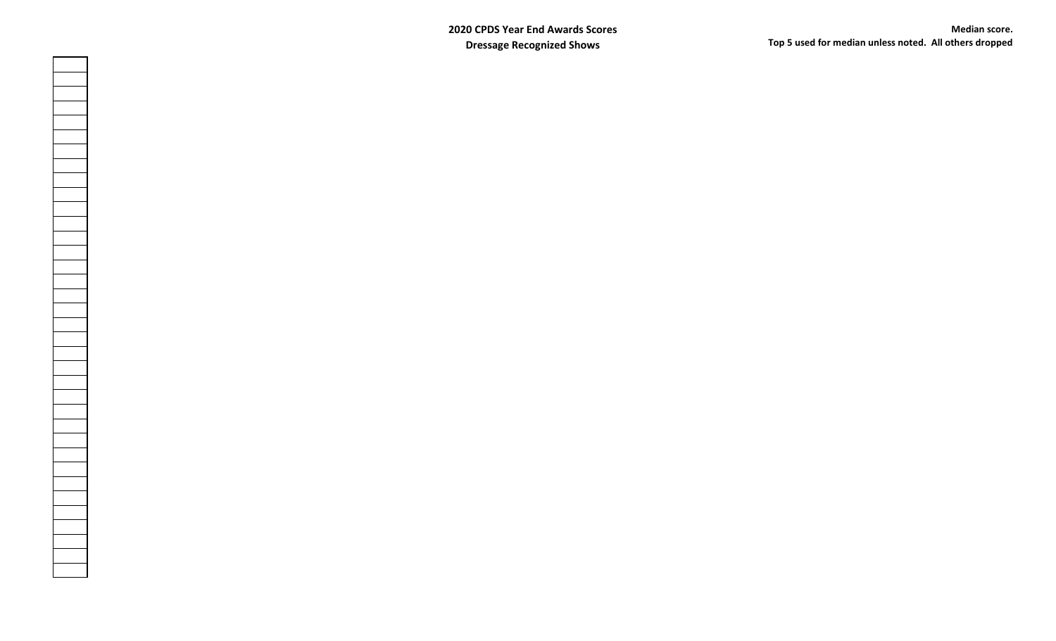**2020 CPDS Year End Awards Scores**
**Dressage Recognized Shows**

**Median score.**
**Top 5 used for median unless noted. All others dropped**